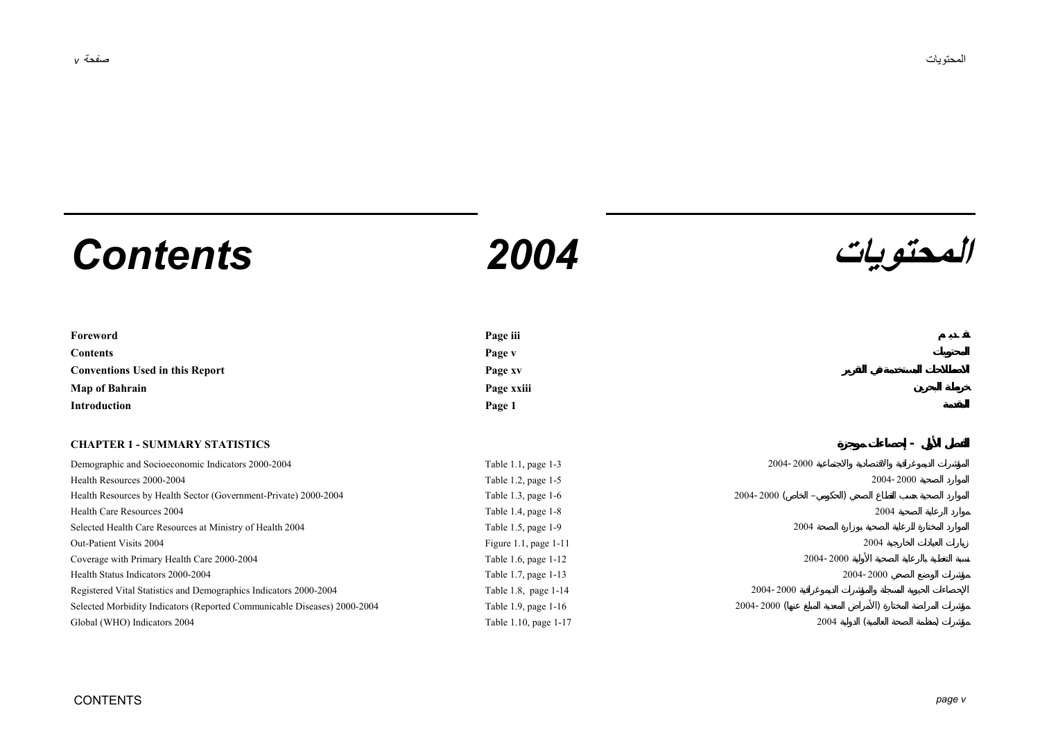# Contents 2004 المحتويات

| | | |
|---|---|---|
| **Foreword** | **Page iii** | **تقديم** |
| **Contents** | **Page v** | **المحتويات** |
| **Conventions Used in this Report** | **Page xv** | **الاصطلاحات المستخدمة في التقرير** |
| **Map of Bahrain** | **Page xxiii** | **خريطة البحرين** |
| **Introduction** | **Page 1** | **المقدمة** |

## CHAPTER 1 - SUMMARY STATISTICS — الفصل الأول - إحصاءات موجزة

| | | |
|---|---|---|
| Demographic and Socioeconomic Indicators 2000-2004 | Table 1.1, page 1-3 | المؤشرات الديموغرافية والاقتصادية والاجتماعية 2000-2004 |
| Health Resources 2000-2004 | Table 1.2, page 1-5 | الموارد الصحية 2000-2004 |
| Health Resources by Health Sector (Government-Private) 2000-2004 | Table 1.3, page 1-6 | الموارد الصحية حسب القطاع الصحي (الحكومي – الخاص) 2000-2004 |
| Health Care Resources 2004 | Table 1.4, page 1-8 | موارد الرعاية الصحية 2004 |
| Selected Health Care Resources at Ministry of Health 2004 | Table 1.5, page 1-9 | الموارد المختارة للرعاية الصحية بوزارة الصحة 2004 |
| Out-Patient Visits 2004 | Figure 1.1, page 1-11 | زيارات العيادات الخارجية 2004 |
| Coverage with Primary Health Care 2000-2004 | Table 1.6, page 1-12 | نسبة التغطية بالرعاية الصحية الأولية 2000-2004 |
| Health Status Indicators 2000-2004 | Table 1.7, page 1-13 | مؤشرات الوضع الصحي 2000-2004 |
| Registered Vital Statistics and Demographics Indicators 2000-2004 | Table 1.8, page 1-14 | الإحصاءات الحيوية المسجلة والمؤشرات الديموغرافية 2000-2004 |
| Selected Morbidity Indicators (Reported Communicable Diseases) 2000-2004 | Table 1.9, page 1-16 | مؤشرات المراضة المختارة (الأمراض المعدية المبلغ عنها) 2000-2004 |
| Global (WHO) Indicators 2004 | Table 1.10, page 1-17 | مؤشرات (منظمة الصحة العالمية) الدولية 2004 |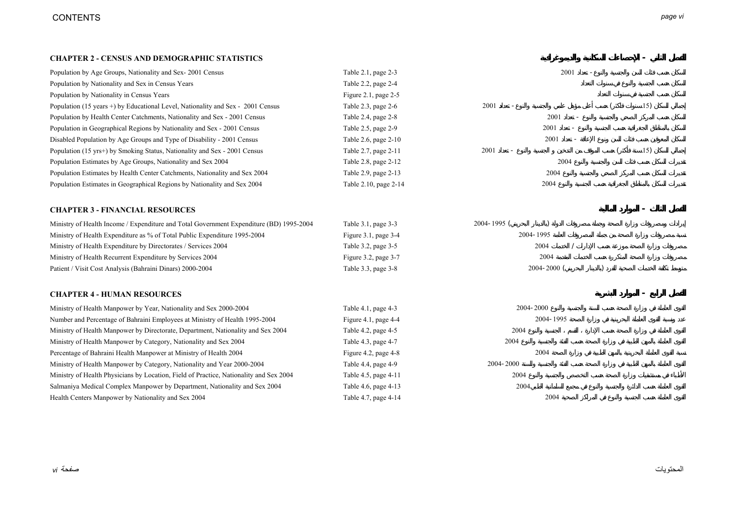## CHAPTER 2 - CENSUS AND DEMOGRAPHIC STATISTICS

## الفصل الثاني - الإحصاءات السكانية والديموغرافية

| | | |
|---|---|---|
| Population by Age Groups, Nationality and Sex- 2001 Census | Table 2.1, page 2-3 | السكان حسب فئات السن والجنسية والنوع - تعداد 2001 |
| Population by Nationality and Sex in Census Years | Table 2.2, page 2-4 | السكان حسب الجنسية والنوع في سنوات التعداد |
| Population by Nationality in Census Years | Figure 2.1, page 2-5 | السكان حسب الجنسية في سنوات التعداد |
| Population (15 years +) by Educational Level, Nationality and Sex - 2001 Census | Table 2.3, page 2-6 | إجمالي السكان (15 سنوات فأكثر) حسب أعلى مؤهل علمي والجنسية والنوع - تعداد 2001 |
| Population by Health Center Catchments, Nationality and Sex - 2001 Census | Table 2.4, page 2-8 | السكان حسب المركز الصحي والجنسية والنوع - تعداد 2001 |
| Population in Geographical Regions by Nationality and Sex - 2001 Census | Table 2.5, page 2-9 | السكان بالمناطق الجغرافية حسب الجنسية والنوع - تعداد 2001 |
| Disabled Population by Age Groups and Type of Disability - 2001 Census | Table 2.6, page 2-10 | السكان المعوقين حسب فئات السن ونوع الإعاقة - تعداد 2001 |
| Population (15 yrs+) by Smoking Status, Nationality and Sex - 2001 Census | Table 2.7, page 2-11 | إجمالي السكان (15 سنة فأكثر) حسب الموقف من التدخين و الجنسية والنوع - تعداد 2001 |
| Population Estimates by Age Groups, Nationality and Sex 2004 | Table 2.8, page 2-12 | تقديرات السكان حسب فئات السن والجنسية والنوع 2004 |
| Population Estimates by Health Center Catchments, Nationality and Sex 2004 | Table 2.9, page 2-13 | تقديرات السكان حسب المركز الصحي والجنسية والنوع 2004 |
| Population Estimates in Geographical Regions by Nationality and Sex 2004 | Table 2.10, page 2-14 | تقديرات السكان بالمناطق الجغرافية حسب الجنسية والنوع 2004 |

## CHAPTER 3 - FINANCIAL RESOURCES

## الفصل الثالث - الموارد المالية

| | | |
|---|---|---|
| Ministry of Health Income / Expenditure and Total Government Expenditure (BD) 1995-2004 | Table 3.1, page 3-3 | إيرادات ومصروفات وزارة الصحة وجملة مصروفات الدولة (بالدينار البحريني) 1995 -2004 |
| Ministry of Health Expenditure as % of Total Public Expenditure 1995-2004 | Figure 3.1, page 3-4 | نسبة مصروفات وزارة الصحة من جملة المصروفات العامة 1995 -2004 |
| Ministry of Health Expenditure by Directorates / Services 2004 | Table 3.2, page 3-5 | مصروفات وزارة الصحة موزعة حسب الإدارات / الخدمات 2004 |
| Ministry of Health Recurrent Expenditure by Services 2004 | Figure 3.2, page 3-7 | مصروفات وزارة الصحة المتكررة حسب الخدمات المقدمة 2004 |
| Patient / Visit Cost Analysis (Bahraini Dinars) 2000-2004 | Table 3.3, page 3-8 | متوسط تكلفة الخدمات الصحية للفرد (بالدينار البحريني) 2000 -2004 |

## CHAPTER 4 - HUMAN RESOURCES

## الفصل الرابع - الموارد البشرية

| | | |
|---|---|---|
| Ministry of Health Manpower by Year, Nationality and Sex 2000-2004 | Table 4.1, page 4-3 | القوى العاملة في وزارة الصحة حسب السنة والجنسية والنوع 2000 -2004 |
| Number and Percentage of Bahraini Employees at Ministry of Health 1995-2004 | Figure 4.1, page 4-4 | عدد ونسبة القوى العاملة البحرينية في وزارة الصحة 1995 -2004 |
| Ministry of Health Manpower by Directorate, Department, Nationality and Sex 2004 | Table 4.2, page 4-5 | القوى العاملة في وزارة الصحة حسب الإدارة ، القسم ، الجنسية والنوع 2004 |
| Ministry of Health Manpower by Category, Nationality and Sex 2004 | Table 4.3, page 4-7 | القوى العاملة بالمهن الطبية في وزارة الصحة حسب الفئة والجنسية والنوع 2004 |
| Percentage of Bahraini Health Manpower at Ministry of Health 2004 | Figure 4.2, page 4-8 | نسبة القوى العاملة البحرينية بالمهن الطبية في وزارة الصحة 2004 |
| Ministry of Health Manpower by Category, Nationality and Year 2000-2004 | Table 4.4, page 4-9 | القوى العاملة بالمهن الطبية في وزارة الصحة حسب الفئة والجنسية والسنة 2000 -2004 |
| Ministry of Health Physicians by Location, Field of Practice, Nationality and Sex 2004 | Table 4.5, page 4-11 | الأطباء في مستشفيات وزارة الصحة حسب التخصص والجنسية والنوع 2004 |
| Salmaniya Medical Complex Manpower by Department, Nationality and Sex 2004 | Table 4.6, page 4-13 | القوى العاملة حسب الدائرة والجنسية والنوع في مجمع السلمانية الطبي 2004 |
| Health Centers Manpower by Nationality and Sex 2004 | Table 4.7, page 4-14 | القوى العاملة حسب الجنسية والنوع في المراكز الصحية 2004 |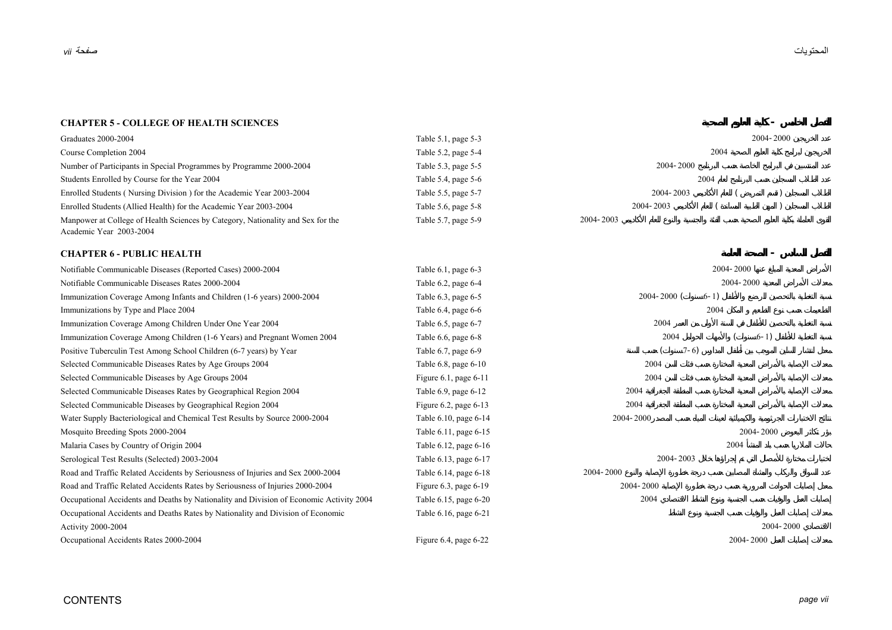| CHAPTER 5 - COLLEGE OF HEALTH SCIENCES | | الفصل الخامس - كلية العلوم الصحية |
|---|---|---|
| Graduates 2000-2004 | Table 5.1, page 5-3 | عدد الخريجين 2000-2004 |
| Course Completion 2004 | Table 5.2, page 5-4 | الخريجون لبرامج كلية العلوم الصحية 2004 |
| Number of Participants in Special Programmes by Programme 2000-2004 | Table 5.3, page 5-5 | عدد المنتسبين في البرامج الخاصة حسب البرنامج 2000-2004 |
| Students Enrolled by Course for the Year 2004 | Table 5.4, page 5-6 | عدد الطلاب المسجلين حسب البرنامج لعام 2004 |
| Enrolled Students ( Nursing Division ) for the Academic Year 2003-2004 | Table 5.5, page 5-7 | الطلاب المسجلين ( قسم التمريض ) للعام الأكاديمي 2003-2004 |
| Enrolled Students (Allied Health) for the Academic Year 2003-2004 | Table 5.6, page 5-8 | الطلاب المسجلين ( المهن الطبية المساندة ) للعام الأكاديمي 2003-2004 |
| Manpower at College of Health Sciences by Category, Nationality and Sex for the Academic Year 2003-2004 | Table 5.7, page 5-9 | القوى العاملة بكلية العلوم الصحية حسب الفئة والجنسية والنوع للعام الأكاديمي 2003-2004 |

| CHAPTER 6 - PUBLIC HEALTH | | الفصل السادس - الصحة العامة |
|---|---|---|
| Notifiable Communicable Diseases (Reported Cases) 2000-2004 | Table 6.1, page 6-3 | الأمراض المعدية المبلغ عنها 2000-2004 |
| Notifiable Communicable Diseases Rates 2000-2004 | Table 6.2, page 6-4 | معدلات الأمراض المعدية 2000-2004 |
| Immunization Coverage Among Infants and Children (1-6 years) 2000-2004 | Table 6.3, page 6-5 | نسبة التغطية بالتحصين للرضع والأطفال (1-6سنوات) 2000-2004 |
| Immunizations by Type and Place 2004 | Table 6.4, page 6-6 | التطعيمات حسب نوع الطعم و المكان 2004 |
| Immunization Coverage Among Children Under One Year 2004 | Table 6.5, page 6-7 | نسبة التغطية بالتحصين للأطفال في السنة الأولى من العمر 2004 |
| Immunization Coverage Among Children (1-6 Years) and Pregnant Women 2004 | Table 6.6, page 6-8 | نسبة التغطية للأطفال (1-6سنوات) والأمهات الحوامل 2004 |
| Positive Tuberculin Test Among School Children (6-7 years) by Year | Table 6.7, page 6-9 | معدل انتشار السلين الموجب بين أطفال المدارس (6-7سنوات) حسب السنة |
| Selected Communicable Diseases Rates by Age Groups 2004 | Table 6.8, page 6-10 | معدلات الإصابة بالأمراض المعدية المختارة حسب فئات السن 2004 |
| Selected Communicable Diseases by Age Groups 2004 | Figure 6.1, page 6-11 | معدلات الإصابة بالأمراض المعدية المختارة حسب فئات السن 2004 |
| Selected Communicable Diseases Rates by Geographical Region 2004 | Table 6.9, page 6-12 | معدلات الإصابة بالأمراض المعدية المختارة حسب المنطقة الجغرافية 2004 |
| Selected Communicable Diseases by Geographical Region 2004 | Figure 6.2, page 6-13 | معدلات الإصابة بالأمراض المعدية المختارة حسب المنطقة الجغرافية 2004 |
| Water Supply Bacteriological and Chemical Test Results by Source 2000-2004 | Table 6.10, page 6-14 | نتائج الاختبارات الجرثومية والكيميائية لعينات المياه حسب المصدر 2000-2004 |
| Mosquito Breeding Spots 2000-2004 | Table 6.11, page 6-15 | بؤر تكاثر البعوض 2000-2004 |
| Malaria Cases by Country of Origin 2004 | Table 6.12, page 6-16 | حالات الملاريا حسب بلد المنشأ 2004 |
| Serological Test Results (Selected) 2003-2004 | Table 6.13, page 6-17 | اختبارات مختارة للأمصال التي تم إجراؤها خلال 2003-2004 |
| Road and Traffic Related Accidents by Seriousness of Injuries and Sex 2000-2004 | Table 6.14, page 6-18 | عدد السواق والركاب والمشاة المصابين حسب درجة خطورة الإصابة والنوع 2000-2004 |
| Road and Traffic Related Accidents Rates by Seriousness of Injuries 2000-2004 | Figure 6.3, page 6-19 | معدل إصابات الحوادث المرورية حسب درجة خطورة الإصابة 2000-2004 |
| Occupational Accidents and Deaths by Nationality and Division of Economic Activity 2004 | Table 6.15, page 6-20 | إصابات العمل والوفيات حسب الجنسية ونوع النشاط الاقتصادي 2004 |
| Occupational Accidents and Deaths Rates by Nationality and Division of Economic Activity 2000-2004 | Table 6.16, page 6-21 | معدلات إصابات العمل والوفيات حسب الجنسية ونوع النشاط الاقتصادي 2000-2004 |
| Occupational Accidents Rates 2000-2004 | Figure 6.4, page 6-22 | معدلات إصابات العمل 2000-2004 |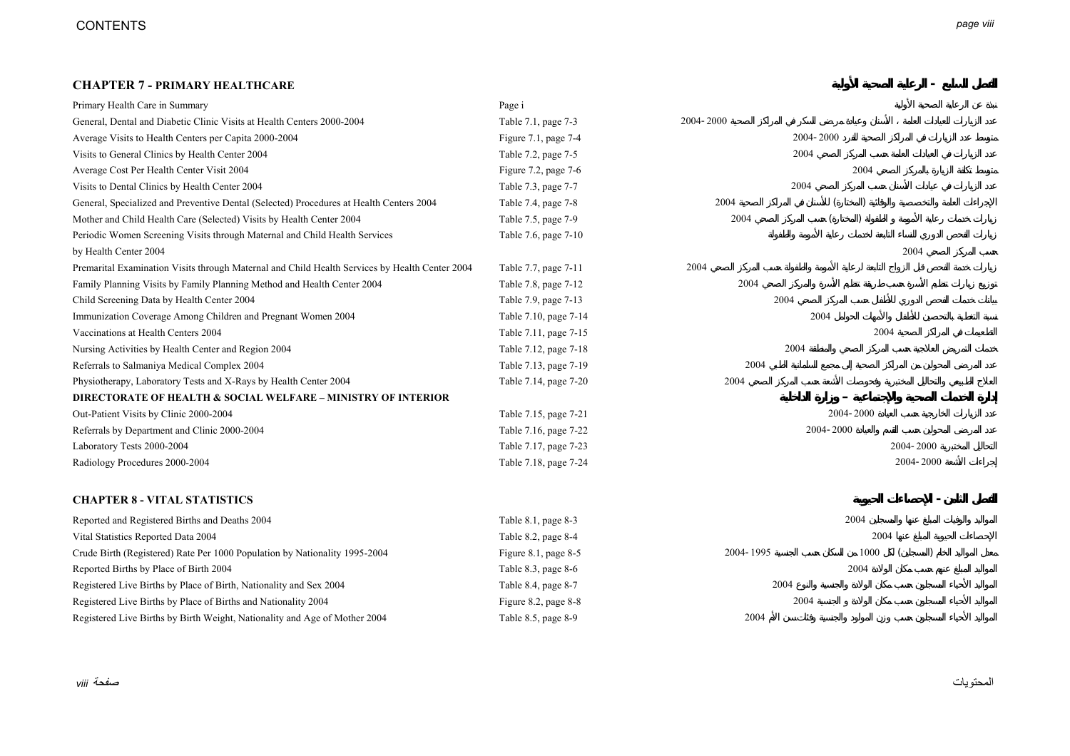## CHAPTER 7 - PRIMARY HEALTHCARE

## الفصل السابع - الرعاية الصحية الأولية

| | | |
|---|---|---|
| Primary Health Care in Summary | Page i | نبذة عن الرعاية الصحية الأولية |
| General, Dental and Diabetic Clinic Visits at Health Centers 2000-2004 | Table 7.1, page 7-3 | عدد الزيارات للعيادات العامة ، الأسنان وعيادة مرضى السكري في المراكز الصحية 2000 -2004 |
| Average Visits to Health Centers per Capita 2000-2004 | Figure 7.1, page 7-4 | متوسط عدد الزيارات في المراكز الصحية للفرد 2000 -2004 |
| Visits to General Clinics by Health Center 2004 | Table 7.2, page 7-5 | عدد الزيارات في العيادات العامة حسب المركز الصحي 2004 |
| Average Cost Per Health Center Visit 2004 | Figure 7.2, page 7-6 | متوسط تكلفة الزيارة بالمركز الصحي 2004 |
| Visits to Dental Clinics by Health Center 2004 | Table 7.3, page 7-7 | عدد الزيارات في عيادات الأسنان حسب المركز الصحي 2004 |
| General, Specialized and Preventive Dental (Selected) Procedures at Health Centers 2004 | Table 7.4, page 7-8 | الإجراءات العامة والتخصصية والوقائية (المختارة) للأسنان في المراكز الصحية 2004 |
| Mother and Child Health Care (Selected) Visits by Health Center 2004 | Table 7.5, page 7-9 | زيارات خدمات رعاية الأمومة و الطفولة (المختارة) حسب المركز الصحي 2004 |
| Periodic Women Screening Visits through Maternal and Child Health Services by Health Center 2004 | Table 7.6, page 7-10 | زيارات الفحص الدوري للنساء التابعة لخدمات رعاية الأمومة والطفولة حسب المركز الصحي 2004 |
| Premarital Examination Visits through Maternal and Child Health Services by Health Center 2004 | Table 7.7, page 7-11 | زيارات خدمة الفحص قبل الزواج التابعة لرعاية الأمومة والطفولة حسب المركز الصحي 2004 |
| Family Planning Visits by Family Planning Method and Health Center 2004 | Table 7.8, page 7-12 | توزيع زيارات تنظيم الأسرة حسب طريقة تنظيم الأسرة والمركز الصحي 2004 |
| Child Screening Data by Health Center 2004 | Table 7.9, page 7-13 | بيانات خدمات الفحص الدوري للأطفال حسب المركز الصحي 2004 |
| Immunization Coverage Among Children and Pregnant Women 2004 | Table 7.10, page 7-14 | نسبة التغطية بالتحصين للأطفال والأمهات الحوامل 2004 |
| Vaccinations at Health Centers 2004 | Table 7.11, page 7-15 | التطعيمات في المراكز الصحية 2004 |
| Nursing Activities by Health Center and Region 2004 | Table 7.12, page 7-18 | خدمات التمريض العلاجية حسب المركز الصحي والمنطقة 2004 |
| Referrals to Salmaniya Medical Complex 2004 | Table 7.13, page 7-19 | عدد المرضى المحولين من المراكز الصحية إلى مجمع السلمانية الطبي 2004 |
| Physiotherapy, Laboratory Tests and X-Rays by Health Center 2004 | Table 7.14, page 7-20 | العلاج الطبيعي والتحاليل المختبرية وفحوصات الأشعة حسب المركز الصحي 2004 |
| **DIRECTORATE OF HEALTH & SOCIAL WELFARE – MINISTRY OF INTERIOR** | | **إدارة الخدمات الصحية والاجتماعية – وزارة الداخلية** |
| Out-Patient Visits by Clinic 2000-2004 | Table 7.15, page 7-21 | عدد الزيارات الخارجية حسب العيادة 2000 -2004 |
| Referrals by Department and Clinic 2000-2004 | Table 7.16, page 7-22 | عدد المرضى المحولين حسب القسم والعيادة 2000 -2004 |
| Laboratory Tests 2000-2004 | Table 7.17, page 7-23 | التحاليل المختبرية 2000 -2004 |
| Radiology Procedures 2000-2004 | Table 7.18, page 7-24 | إجراءات الأشعة 2000 -2004 |

## CHAPTER 8 - VITAL STATISTICS

## الفصل الثامن - الإحصاءات الحيوية

| | | |
|---|---|---|
| Reported and Registered Births and Deaths 2004 | Table 8.1, page 8-3 | المواليد والوفيات المبلغ عنها والمسجلين 2004 |
| Vital Statistics Reported Data 2004 | Table 8.2, page 8-4 | الإحصاءات الحيوية المبلغ عنها 2004 |
| Crude Birth (Registered) Rate Per 1000 Population by Nationality 1995-2004 | Figure 8.1, page 8-5 | معدل المواليد الخام (المسجلين) لكل 1000 من السكان حسب الجنسية 1995 -2004 |
| Reported Births by Place of Birth 2004 | Table 8.3, page 8-6 | المواليد المبلغ عنهم حسب مكان الولادة 2004 |
| Registered Live Births by Place of Birth, Nationality and Sex 2004 | Table 8.4, page 8-7 | المواليد الأحياء المسجلين حسب مكان الولادة والجنسية والنوع 2004 |
| Registered Live Births by Place of Births and Nationality 2004 | Figure 8.2, page 8-8 | المواليد الأحياء المسجلين حسب مكان الولادة و الجنسية 2004 |
| Registered Live Births by Birth Weight, Nationality and Age of Mother 2004 | Table 8.5, page 8-9 | المواليد الأحياء المسجلين حسب وزن المولود والجنسية وفئات سن الأم 2004 |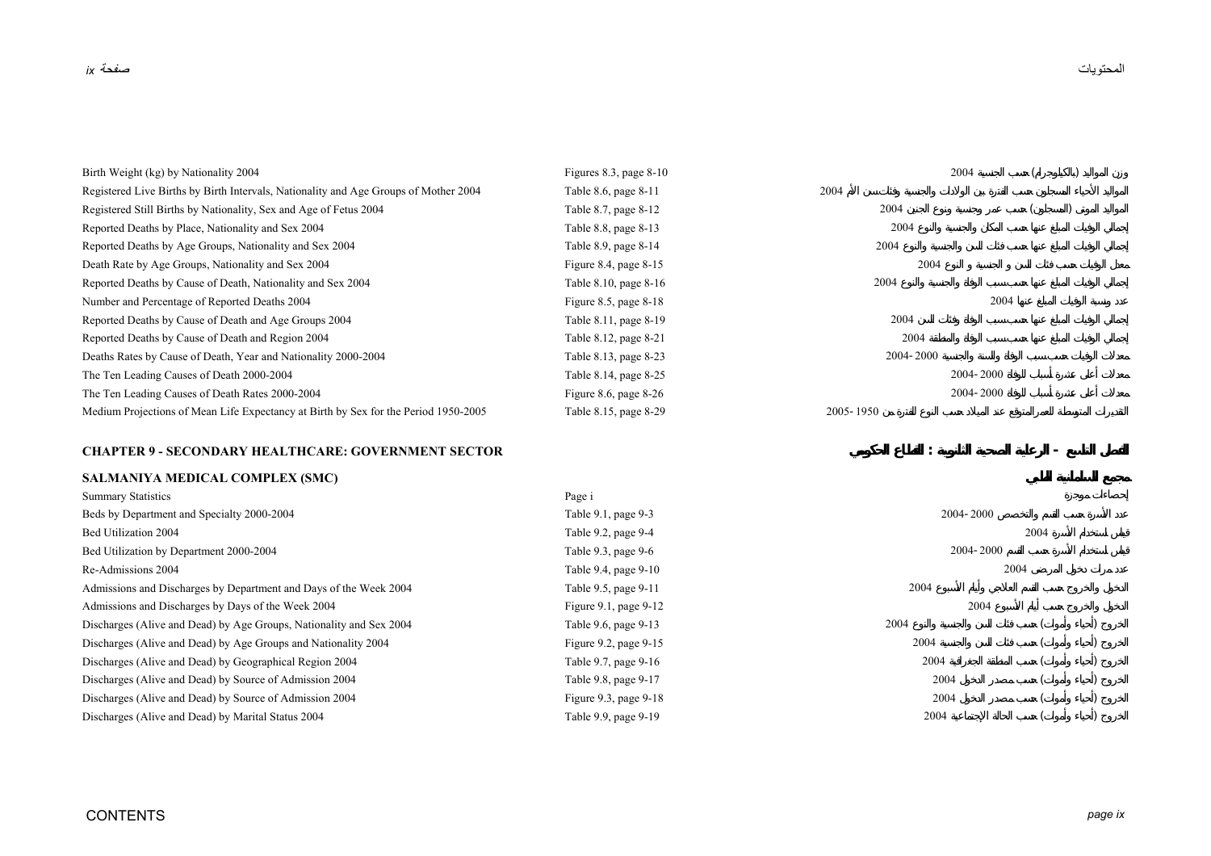| | | |
|---|---|---|
| Birth Weight (kg) by Nationality 2004 | Figures 8.3, page 8-10 | وزن المواليد (بالكيلوجرام) حسب الجنسية 2004 |
| Registered Live Births by Birth Intervals, Nationality and Age Groups of Mother 2004 | Table 8.6, page 8-11 | المواليد الأحياء المسجلون حسب الفترة بين الولادات والجنسية وفئات سن الأم 2004 |
| Registered Still Births by Nationality, Sex and Age of Fetus 2004 | Table 8.7, page 8-12 | المواليد الموتى (المسجلون) حسب عمر وجنسية ونوع الجنين 2004 |
| Reported Deaths by Place, Nationality and Sex 2004 | Table 8.8, page 8-13 | إجمالي الوفيات المبلغ عنها حسب المكان والجنسية والنوع 2004 |
| Reported Deaths by Age Groups, Nationality and Sex 2004 | Table 8.9, page 8-14 | إجمالي الوفيات المبلغ عنها حسب فئات السن والجنسية والنوع 2004 |
| Death Rate by Age Groups, Nationality and Sex 2004 | Figure 8.4, page 8-15 | معدل الوفيات حسب فئات السن و الجنسية و النوع 2004 |
| Reported Deaths by Cause of Death, Nationality and Sex 2004 | Table 8.10, page 8-16 | إجمالي الوفيات المبلغ عنها حسب سبب الوفاة والجنسية والنوع 2004 |
| Number and Percentage of Reported Deaths 2004 | Figure 8.5, page 8-18 | عدد ونسبة الوفيات المبلغ عنها 2004 |
| Reported Deaths by Cause of Death and Age Groups 2004 | Table 8.11, page 8-19 | إجمالي الوفيات المبلغ عنها حسب سبب الوفاة وفئات السن 2004 |
| Reported Deaths by Cause of Death and Region 2004 | Table 8.12, page 8-21 | إجمالي الوفيات المبلغ عنها حسب سبب الوفاة والمنطقة 2004 |
| Deaths Rates by Cause of Death, Year and Nationality 2000-2004 | Table 8.13, page 8-23 | معدلات الوفيات حسب سبب الوفاة والسنة والجنسية 2000 -2004 |
| The Ten Leading Causes of Death 2000-2004 | Table 8.14, page 8-25 | معدلات أعلى عشرة أسباب للوفاة 2000 -2004 |
| The Ten Leading Causes of Death Rates 2000-2004 | Figure 8.6, page 8-26 | معدلات أعلى عشرة أسباب للوفاة 2000 -2004 |
| Medium Projections of Mean Life Expectancy at Birth by Sex for the Period 1950-2005 | Table 8.15, page 8-29 | التقديرات المتوسطة للعمر المتوقع عند الميلاد حسب النوع للفترة من 1950 -2005 |

## CHAPTER 9 - SECONDARY HEALTHCARE: GOVERNMENT SECTOR

## الفصل التاسع - الرعاية الصحية الثانوية : القطاع الحكومي

### SALMANIYA MEDICAL COMPLEX (SMC)

### مجمع السلمانية الطبي

| | | |
|---|---|---|
| Summary Statistics | Page i | إحصاءات موجزة |
| Beds by Department and Specialty 2000-2004 | Table 9.1, page 9-3 | عدد الأسرة حسب القسم والتخصص 2000 -2004 |
| Bed Utilization 2004 | Table 9.2, page 9-4 | قياس استخدام الأسرة 2004 |
| Bed Utilization by Department 2000-2004 | Table 9.3, page 9-6 | قياس استخدام الأسرة حسب القسم 2000 -2004 |
| Re-Admissions 2004 | Table 9.4, page 9-10 | عدد مرات دخول المريض 2004 |
| Admissions and Discharges by Department and Days of the Week 2004 | Table 9.5, page 9-11 | الدخول والخروج حسب القسم العلاجي وأيام الأسبوع 2004 |
| Admissions and Discharges by Days of the Week 2004 | Figure 9.1, page 9-12 | الدخول والخروج حسب أيام الأسبوع 2004 |
| Discharges (Alive and Dead) by Age Groups, Nationality and Sex 2004 | Table 9.6, page 9-13 | الخروج (أحياء وأموات) حسب فئات السن والجنسية والنوع 2004 |
| Discharges (Alive and Dead) by Age Groups and Nationality 2004 | Figure 9.2, page 9-15 | الخروج (أحياء وأموات) حسب فئات السن والجنسية 2004 |
| Discharges (Alive and Dead) by Geographical Region 2004 | Table 9.7, page 9-16 | الخروج (أحياء وأموات) حسب المنطقة الجغرافية 2004 |
| Discharges (Alive and Dead) by Source of Admission 2004 | Table 9.8, page 9-17 | الخروج (أحياء وأموات) حسب مصدر الدخول 2004 |
| Discharges (Alive and Dead) by Source of Admission 2004 | Figure 9.3, page 9-18 | الخروج (أحياء وأموات) حسب مصدر الدخول 2004 |
| Discharges (Alive and Dead) by Marital Status 2004 | Table 9.9, page 9-19 | الخروج (أحياء وأموات) حسب الحالة الإجتماعية 2004 |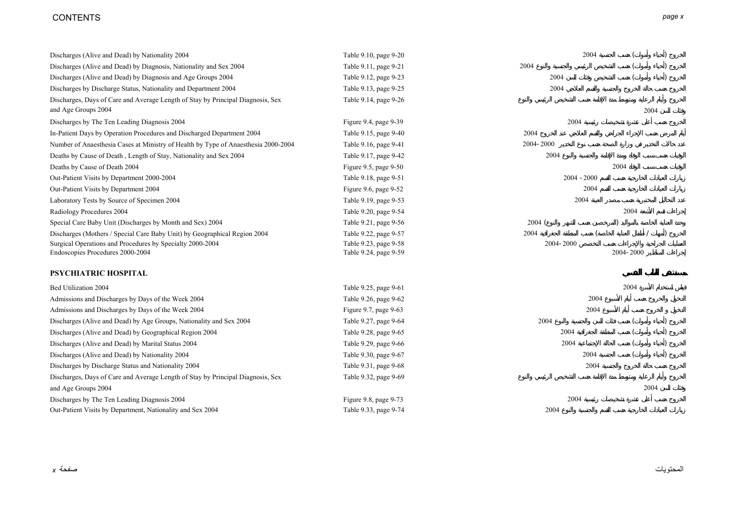| | | |
|---|---|---|
| Discharges (Alive and Dead) by Nationality 2004 | Table 9.10, page 9-20 | الخروج (أحياء وأموات) حسب الجنسية 2004 |
| Discharges (Alive and Dead) by Diagnosis, Nationality and Sex 2004 | Table 9.11, page 9-21 | الخروج (أحياء وأموات) حسب التشخيص الرئيسي والجنسية والنوع 2004 |
| Discharges (Alive and Dead) by Diagnosis and Age Groups 2004 | Table 9.12, page 9-23 | الخروج (أحياء وأموات) حسب التشخيص وفئات السن 2004 |
| Discharges by Discharge Status, Nationality and Department 2004 | Table 9.13, page 9-25 | الخروج حسب حالة الخروج والجنسية والقسم العلاجي 2004 |
| Discharges, Days of Care and Average Length of Stay by Principal Diagnosis, Sex and Age Groups 2004 | Table 9.14, page 9-26 | الخروج وأيام الرعاية ومتوسط مدة الإقامة حسب التشخيص الرئيسي والنوع وفئات السن 2004 |
| Discharges by The Ten Leading Diagnosis 2004 | Figure 9.4, page 9-39 | الخروج حسب أعلى عشرة تشخيصات رئيسية 2004 |
| In-Patient Days by Operation Procedures and Discharged Department 2004 | Table 9.15, page 9-40 | أيام المرض حسب الإجراء الجراحي والقسم العلاجي عند الخروج 2004 |
| Number of Anaesthesia Cases at Ministry of Health by Type of Anaesthesia 2000-2004 | Table 9.16, page 9-41 | عدد حالات التخدير في وزارة الصحة حسب نوع التخدير 2000 -2004 |
| Deaths by Cause of Death , Length of Stay, Nationality and Sex 2004 | Table 9.17, page 9-42 | الوفيات حسب سبب الوفاة ومدة الإقامة والجنسية والنوع 2004 |
| Deaths by Cause of Death 2004 | Figure 9.5, page 9-50 | الوفيات حسب سبب الوفاة 2004 |
| Out-Patient Visits by Department 2000-2004 | Table 9.18, page 9-51 | زيارات العيادات الخارجية حسب القسم 2000 - 2004 |
| Out-Patient Visits by Department 2004 | Figure 9.6, page 9-52 | زيارات العيادات الخارجية حسب القسم 2004 |
| Laboratory Tests by Source of Specimen 2004 | Table 9.19, page 9-53 | عدد التحاليل المختبرية حسب مصدر العينة 2004 |
| Radiology Procedures 2004 | Table 9.20, page 9-54 | إجراءات قسم الأشعة 2004 |
| Special Care Baby Unit (Discharges by Month and Sex) 2004 | Table 9.21, page 9-56 | وحدة العناية الخاصة بالمواليد (المرخصين حسب الشهر والنوع) 2004 |
| Discharges (Mothers / Special Care Baby Unit) by Geographical Region 2004 | Table 9.22, page 9-57 | الخروج (أمهات / أطفال العناية الخاصة) حسب المنطقة الجغرافية 2004 |
| Surgical Operations and Procedures by Specialty 2000-2004 | Table 9.23, page 9-58 | العمليات الجراحية والإجراءات حسب التخصص 2000 -2004 |
| Endoscopies Procedures 2000-2004 | Table 9.24, page 9-59 | إجراءات المناظير 2000 -2004 |

## PSYCHIATRIC HOSPITAL — مستشفى الطب النفسي

| | | |
|---|---|---|
| Bed Utilization 2004 | Table 9.25, page 9-61 | قياس استخدام الأسرة 2004 |
| Admissions and Discharges by Days of the Week 2004 | Table 9.26, page 9-62 | الدخول والخروج حسب أيام الأسبوع 2004 |
| Admissions and Discharges by Days of the Week 2004 | Figure 9.7, page 9-63 | الدخول و الخروج حسب أيام الأسبوع 2004 |
| Discharges (Alive and Dead) by Age Groups, Nationality and Sex 2004 | Table 9.27, page 9-64 | الخروج (أحياء وأموات) حسب فئات السن والجنسية والنوع 2004 |
| Discharges (Alive and Dead) by Geographical Region 2004 | Table 9.28, page 9-65 | الخروج (أحياء وأموات) حسب المنطقة الجغرافية 2004 |
| Discharges (Alive and Dead) by Marital Status 2004 | Table 9.29, page 9-66 | الخروج (أحياء وأموات) حسب الحالة الإجتماعية 2004 |
| Discharges (Alive and Dead) by Nationality 2004 | Table 9.30, page 9-67 | الخروج (أحياء وأموات) حسب الجنسية 2004 |
| Discharges by Discharge Status and Nationality 2004 | Table 9.31, page 9-68 | الخروج حسب حالة الخروج والجنسية 2004 |
| Discharges, Days of Care and Average Length of Stay by Principal Diagnosis, Sex and Age Groups 2004 | Table 9.32, page 9-69 | الخروج وأيام الرعاية ومتوسط مدة الإقامة حسب التشخيص الرئيسي والنوع وفئات السن 2004 |
| Discharges by The Ten Leading Diagnosis 2004 | Figure 9.8, page 9-73 | الخروج حسب أعلى عشرة تشخيصات رئيسية 2004 |
| Out-Patient Visits by Department, Nationality and Sex 2004 | Table 9.33, page 9-74 | زيارات العيادات الخارجية حسب القسم والجنسية والنوع 2004 |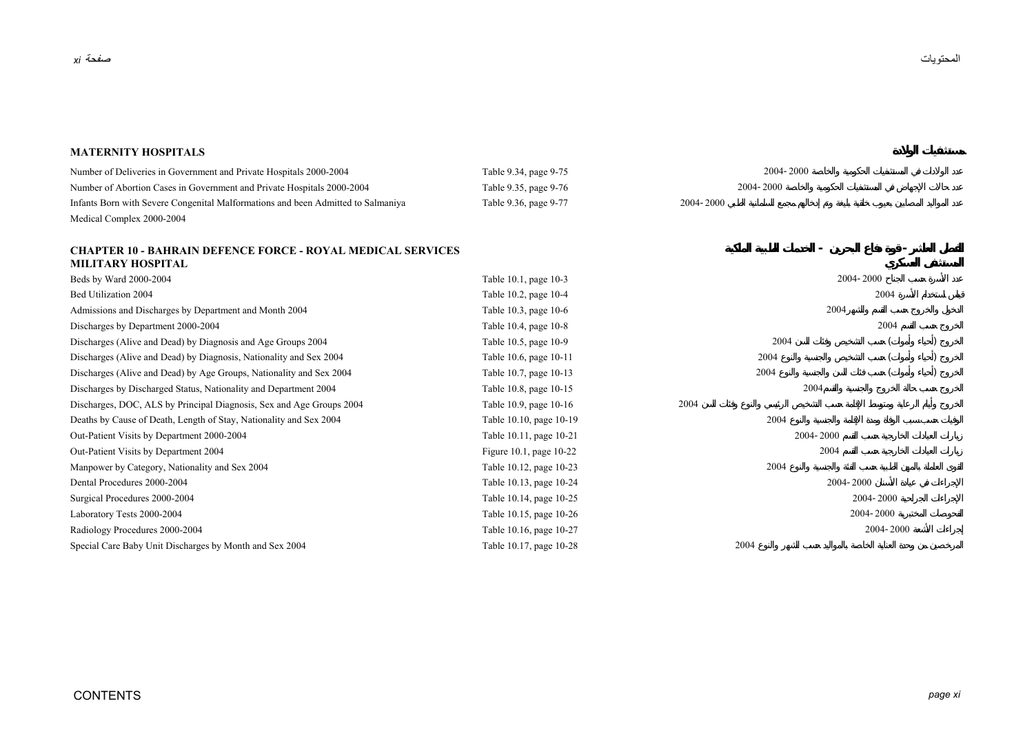## MATERNITY HOSPITALS

## مستشفيات الولادة

| | | |
|---|---|---|
| Number of Deliveries in Government and Private Hospitals 2000-2004 | Table 9.34, page 9-75 | عدد الولادات في المستشفيات الحكومية والخاصة 2000-2004 |
| Number of Abortion Cases in Government and Private Hospitals 2000-2004 | Table 9.35, page 9-76 | عدد حالات الإجهاض في المستشفيات الحكومية والخاصة 2000-2004 |
| Infants Born with Severe Congenital Malformations and been Admitted to Salmaniya Medical Complex 2000-2004 | Table 9.36, page 9-77 | عدد المواليد المصابين بعيوب خلقية بليغة وتم إدخالهم مجمع السلمانية الطبي 2000-2004 |

## CHAPTER 10 - BAHRAIN DEFENCE FORCE - ROYAL MEDICAL SERVICES MILITARY HOSPITAL

## الفصل العاشر - قوة دفاع البحرين - الخدمات الطبية الملكية المستشفى العسكري

| | | |
|---|---|---|
| Beds by Ward 2000-2004 | Table 10.1, page 10-3 | عدد الأسرة حسب الجناح 2000-2004 |
| Bed Utilization 2004 | Table 10.2, page 10-4 | قياس استخدام الأسرة 2004 |
| Admissions and Discharges by Department and Month 2004 | Table 10.3, page 10-6 | الدخول والخروج حسب القسم والشهر 2004 |
| Discharges by Department 2000-2004 | Table 10.4, page 10-8 | الخروج حسب القسم 2004 |
| Discharges (Alive and Dead) by Diagnosis and Age Groups 2004 | Table 10.5, page 10-9 | الخروج (أحياء وأموات) حسب التشخيص وفئات السن 2004 |
| Discharges (Alive and Dead) by Diagnosis, Nationality and Sex 2004 | Table 10.6, page 10-11 | الخروج (أحياء وأموات) حسب التشخيص والجنسية والنوع 2004 |
| Discharges (Alive and Dead) by Age Groups, Nationality and Sex 2004 | Table 10.7, page 10-13 | الخروج (أحياء وأموات) حسب فئات السن والجنسية والنوع 2004 |
| Discharges by Discharged Status, Nationality and Department 2004 | Table 10.8, page 10-15 | الخروج حسب حالة الخروج والجنسية والقسم 2004 |
| Discharges, DOC, ALS by Principal Diagnosis, Sex and Age Groups 2004 | Table 10.9, page 10-16 | خروج وأيام الرعاية ومتوسط الإقامة حسب التشخيص الرئيسي والنوع وفئات السن 2004 |
| Deaths by Cause of Death, Length of Stay, Nationality and Sex 2004 | Table 10.10, page 10-19 | الوفيات حسب سبب الوفاة ومدة الإقامة والجنسية والنوع 2004 |
| Out-Patient Visits by Department 2000-2004 | Table 10.11, page 10-21 | زيارات العيادات الخارجية حسب القسم 2000-2004 |
| Out-Patient Visits by Department 2004 | Figure 10.1, page 10-22 | زيارات العيادات الخارجية حسب القسم 2004 |
| Manpower by Category, Nationality and Sex 2004 | Table 10.12, page 10-23 | القوى العاملة بالمهن الطبية حسب الفئة والجنسية والنوع 2004 |
| Dental Procedures 2000-2004 | Table 10.13, page 10-24 | الإجراءات في عيادة الأسنان 2000-2004 |
| Surgical Procedures 2000-2004 | Table 10.14, page 10-25 | الإجراءات الجراحية 2000-2004 |
| Laboratory Tests 2000-2004 | Table 10.15, page 10-26 | الفحوصات المختبرية 2000-2004 |
| Radiology Procedures 2000-2004 | Table 10.16, page 10-27 | إجراءات الأشعة 2000-2004 |
| Special Care Baby Unit Discharges by Month and Sex 2004 | Table 10.17, page 10-28 | المرخصين من وحدة العناية الخاصة بالمواليد حسب الشهر والنوع 2004 |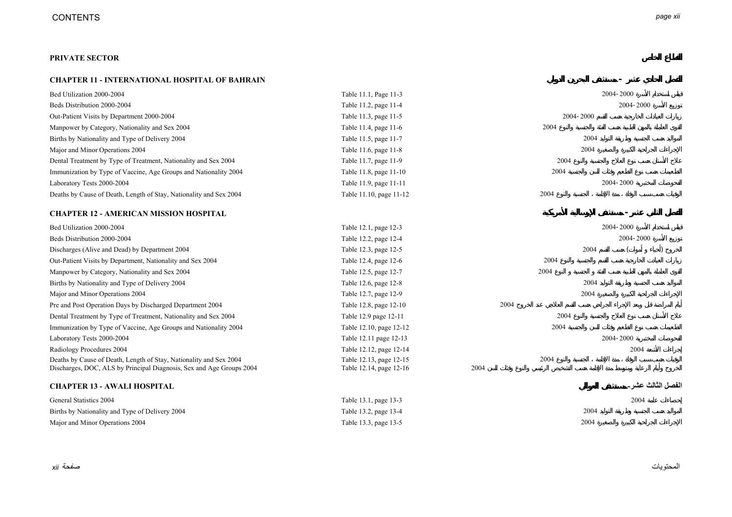## PRIVATE SECTOR — القطاع الخاص

### CHAPTER 11 - INTERNATIONAL HOSPITAL OF BAHRAIN — الفصل الحادي عشر - مستشفى البحرين الدولي

| | | |
|---|---|---|
| Bed Utilization 2000-2004 | Table 11.1, Page 11-3 | قياس استخدام الأسرة 2000-2004 |
| Beds Distribution 2000-2004 | Table 11.2, page 11-4 | توزيع الأسرة 2000-2004 |
| Out-Patient Visits by Department 2000-2004 | Table 11.3, page 11-5 | زيارات العيادات الخارجية حسب القسم 2000-2004 |
| Manpower by Category, Nationality and Sex 2004 | Table 11.4, page 11-6 | القوى العاملة بالمهن الطبية حسب الفئة والجنسية والنوع 2004 |
| Births by Nationality and Type of Delivery 2004 | Table 11.5, page 11-7 | المواليد حسب الجنسية وطريقة التوليد 2004 |
| Major and Minor Operations 2004 | Table 11.6, page 11-8 | الإجراءات الجراحية الكبيرة والصغيرة 2004 |
| Dental Treatment by Type of Treatment, Nationality and Sex 2004 | Table 11.7, page 11-9 | علاج الأسنان حسب نوع العلاج والجنسية والنوع 2004 |
| Immunization by Type of Vaccine, Age Groups and Nationality 2004 | Table 11.8, page 11-10 | التطعيمات حسب نوع الطعم وفئات السن والجنسية 2004 |
| Laboratory Tests 2000-2004 | Table 11.9, page 11-11 | الفحوصات المختبرية 2000-2004 |
| Deaths by Cause of Death, Length of Stay, Nationality and Sex 2004 | Table 11.10, page 11-12 | الوفيات حسب سبب الوفاة ، مدة الإقامة ، الجنسية والنوع 2004 |

### CHAPTER 12 - AMERICAN MISSION HOSPITAL — الفصل الثاني عشر - مستشفى الإرسالية الأمريكية

| | | |
|---|---|---|
| Bed Utilization 2000-2004 | Table 12.1, page 12-3 | قياس استخدام الأسرة 2000-2004 |
| Beds Distribution 2000-2004 | Table 12.2, page 12-4 | توزيع الأسرة 2000-2004 |
| Discharges (Alive and Dead) by Department 2004 | Table 12.3, page 12-5 | الخروج (أحياء و أموات) حسب القسم 2004 |
| Out-Patient Visits by Department, Nationality and Sex 2004 | Table 12.4, page 12-6 | زيارات العيادات الخارجية حسب القسم والجنسية والنوع 2004 |
| Manpower by Category, Nationality and Sex 2004 | Table 12.5, page 12-7 | القوى العاملة بالمهن الطبية حسب الفئة و الجنسية و النوع 2004 |
| Births by Nationality and Type of Delivery 2004 | Table 12.6, page 12-8 | المواليد حسب الجنسية وطريقة التوليد 2004 |
| Major and Minor Operations 2004 | Table 12.7, page 12-9 | الإجراءات الجراحية الكبيرة والصغيرة 2004 |
| Pre and Post Operation Days by Discharged Department 2004 | Table 12.8, page 12-10 | أيام المراضة قبل وبعد الإجراء الجراحي حسب القسم العلاجي عند الخروج 2004 |
| Dental Treatment by Type of Treatment, Nationality and Sex 2004 | Table 12.9 page 12-11 | علاج الأسنان حسب نوع العلاج والجنسية والنوع 2004 |
| Immunization by Type of Vaccine, Age Groups and Nationality 2004 | Table 12.10, page 12-12 | التطعيمات حسب نوع الطعم وفئات السن والجنسية 2004 |
| Laboratory Tests 2000-2004 | Table 12.11 page 12-13 | الفحوصات المختبرية 2000-2004 |
| Radiology Procedures 2004 | Table 12.12, page 12-14 | إجراءات الأشعة 2004 |
| Deaths by Cause of Death, Length of Stay, Nationality and Sex 2004 | Table 12.13, page 12-15 | الوفيات حسب سبب الوفاة ، مدة الإقامة ، الجنسية والنوع 2004 |
| Discharges, DOC, ALS by Principal Diagnosis, Sex and Age Groups 2004 | Table 12.14, page 12-16 | الخروج وأيام الرعاية ومتوسط مدة الإقامة حسب التشخيص الرئيسي والنوع وفئات السن 2004 |

### CHAPTER 13 - AWALI HOSPITAL — الفصل الثالث عشر - مستشفى العوالي

| | | |
|---|---|---|
| General Statistics 2004 | Table 13.1, page 13-3 | إحصاءات عامة 2004 |
| Births by Nationality and Type of Delivery 2004 | Table 13.2, page 13-4 | المواليد حسب الجنسية وطريقة التوليد 2004 |
| Major and Minor Operations 2004 | Table 13.3, page 13-5 | الإجراءات الجراحية الكبيرة والصغيرة 2004 |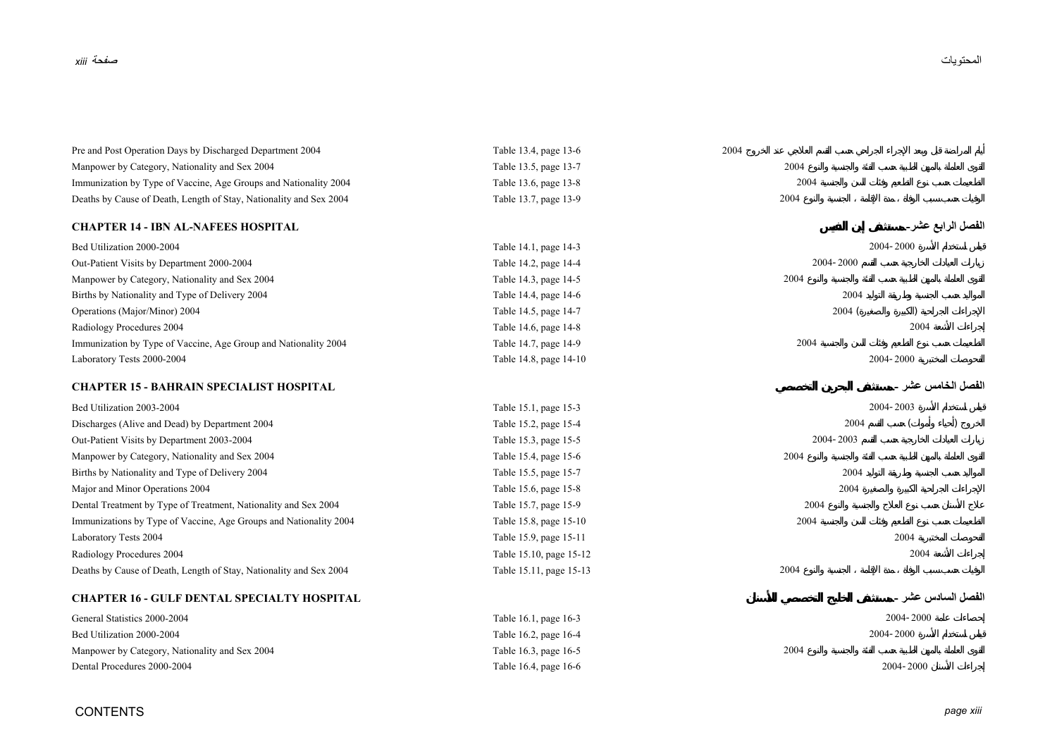| | | |
|---|---|---|
| Pre and Post Operation Days by Discharged Department 2004 | Table 13.4, page 13-6 | أيام المراضة قبل وبعد الإجراء الجراحي حسب القسم العلاجي عند الخروج 2004 |
| Manpower by Category, Nationality and Sex 2004 | Table 13.5, page 13-7 | القوى العاملة بالمهن الطبية حسب الفئة والجنسية والنوع 2004 |
| Immunization by Type of Vaccine, Age Groups and Nationality 2004 | Table 13.6, page 13-8 | التطعيمات حسب نوع الطعم وفئات السن والجنسية 2004 |
| Deaths by Cause of Death, Length of Stay, Nationality and Sex 2004 | Table 13.7, page 13-9 | الوفيات حسب سبب الوفاة ، مدة الإقامة ، الجنسية والنوع 2004 |

## CHAPTER 14 - IBN AL-NAFEES HOSPITAL — الفصل الرابع عشر - مستشفى إبن النفيس

| | | |
|---|---|---|
| Bed Utilization 2000-2004 | Table 14.1, page 14-3 | قياس إستخدام الأسرة 2000 -2004 |
| Out-Patient Visits by Department 2000-2004 | Table 14.2, page 14-4 | زيارات العيادات الخارجية حسب القسم 2000 -2004 |
| Manpower by Category, Nationality and Sex 2004 | Table 14.3, page 14-5 | القوى العاملة بالمهن الطبية حسب الفئة والجنسية والنوع 2004 |
| Births by Nationality and Type of Delivery 2004 | Table 14.4, page 14-6 | المواليد حسب الجنسية وطريقة التوليد 2004 |
| Operations (Major/Minor) 2004 | Table 14.5, page 14-7 | الإجراءات الجراحية (الكبيرة والصغيرة) 2004 |
| Radiology Procedures 2004 | Table 14.6, page 14-8 | إجراءات الأشعة 2004 |
| Immunization by Type of Vaccine, Age Group and Nationality 2004 | Table 14.7, page 14-9 | التطعيمات حسب نوع الطعم وفئات السن والجنسية 2004 |
| Laboratory Tests 2000-2004 | Table 14.8, page 14-10 | الفحوصات المختبرية 2000 -2004 |

## CHAPTER 15 - BAHRAIN SPECIALIST HOSPITAL — الفصل الخامس عشر - مستشفى البحرين التخصصي

| | | |
|---|---|---|
| Bed Utilization 2003-2004 | Table 15.1, page 15-3 | قياس إستخدام الأسرة 2003 -2004 |
| Discharges (Alive and Dead) by Department 2004 | Table 15.2, page 15-4 | الخروج (أحياء وأموات) حسب القسم 2004 |
| Out-Patient Visits by Department 2003-2004 | Table 15.3, page 15-5 | زيارات العيادات الخارجية حسب القسم 2003 -2004 |
| Manpower by Category, Nationality and Sex 2004 | Table 15.4, page 15-6 | القوى العاملة بالمهن الطبية حسب الفئة والجنسية والنوع 2004 |
| Births by Nationality and Type of Delivery 2004 | Table 15.5, page 15-7 | المواليد حسب الجنسية وطريقة التوليد 2004 |
| Major and Minor Operations 2004 | Table 15.6, page 15-8 | الإجراءات الجراحية الكبيرة والصغيرة 2004 |
| Dental Treatment by Type of Treatment, Nationality and Sex 2004 | Table 15.7, page 15-9 | علاج الأسنان حسب نوع العلاج والجنسية والنوع 2004 |
| Immunizations by Type of Vaccine, Age Groups and Nationality 2004 | Table 15.8, page 15-10 | التطعيمات حسب نوع الطعم وفئات السن والجنسية 2004 |
| Laboratory Tests 2004 | Table 15.9, page 15-11 | الفحوصات المختبرية 2004 |
| Radiology Procedures 2004 | Table 15.10, page 15-12 | إجراءات الأشعة 2004 |
| Deaths by Cause of Death, Length of Stay, Nationality and Sex 2004 | Table 15.11, page 15-13 | الوفيات حسب سبب الوفاة ، مدة الإقامة ، الجنسية والنوع 2004 |

## CHAPTER 16 - GULF DENTAL SPECIALTY HOSPITAL — الفصل السادس عشر - مستشفى الخليج التخصصي للأسنان

| | | |
|---|---|---|
| General Statistics 2000-2004 | Table 16.1, page 16-3 | إحصاءات عامة 2000 -2004 |
| Bed Utilization 2000-2004 | Table 16.2, page 16-4 | قياس إستخدام الأسرة 2000 -2004 |
| Manpower by Category, Nationality and Sex 2004 | Table 16.3, page 16-5 | القوى العاملة بالمهن الطبية حسب الفئة والجنسية والنوع 2004 |
| Dental Procedures 2000-2004 | Table 16.4, page 16-6 | إجراءات الأسنان 2000 -2004 |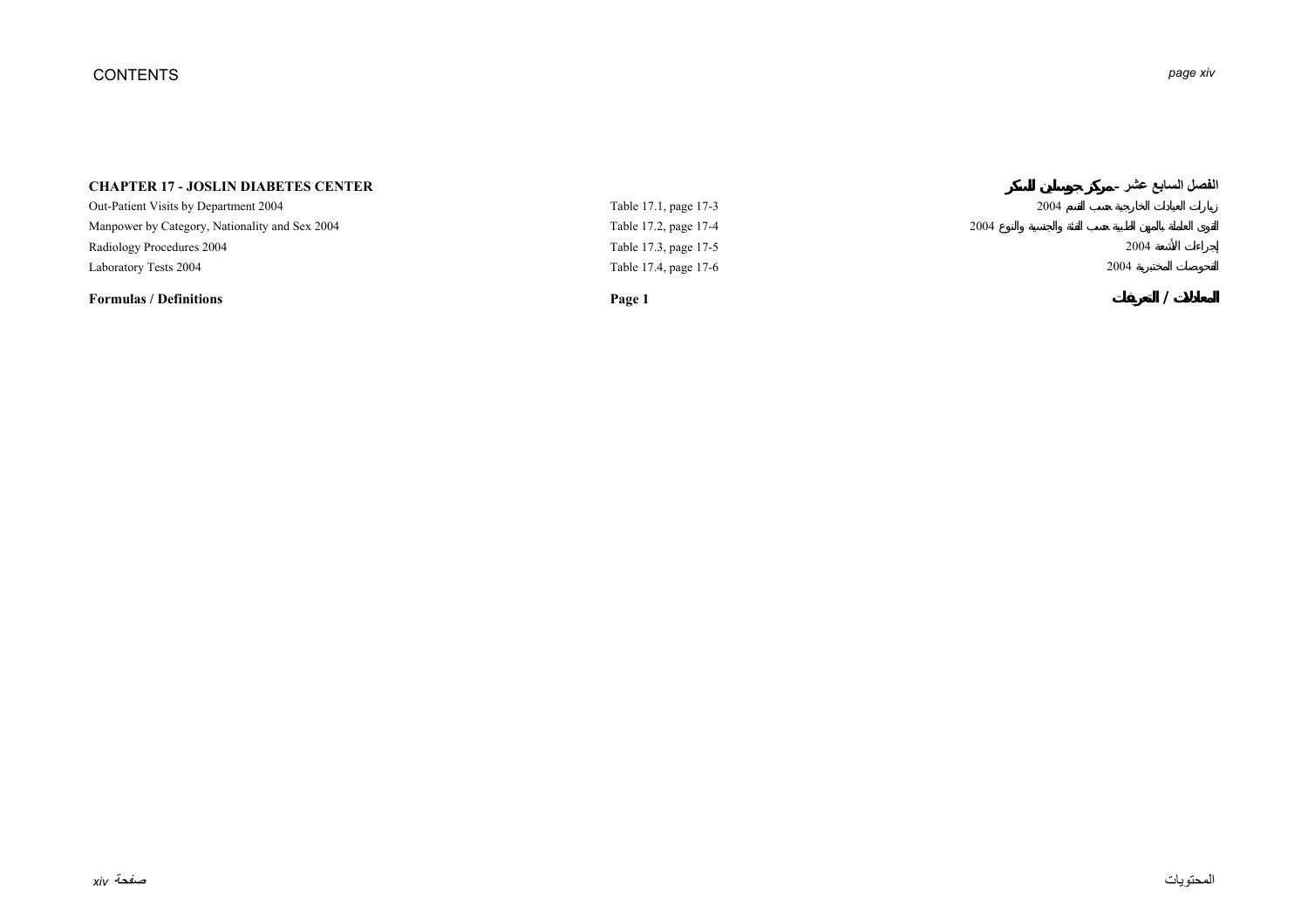| | | |
|---|---|---|
| **CHAPTER 17 - JOSLIN DIABETES CENTER** | | **الفصل السابع عشر - مركز جوسلين للسكر** |
| Out-Patient Visits by Department 2004 | Table 17.1, page 17-3 | زيارات العيادات الخارجية حسب القسم 2004 |
| Manpower by Category, Nationality and Sex 2004 | Table 17.2, page 17-4 | القوى العاملة بالمهن الطبية حسب الفئة والجنسية والنوع 2004 |
| Radiology Procedures 2004 | Table 17.3, page 17-5 | إجراءات الأشعة 2004 |
| Laboratory Tests 2004 | Table 17.4, page 17-6 | الفحوصات المختبرية 2004 |
| **Formulas / Definitions** | **Page 1** | **المعادلات / التعريفات** |